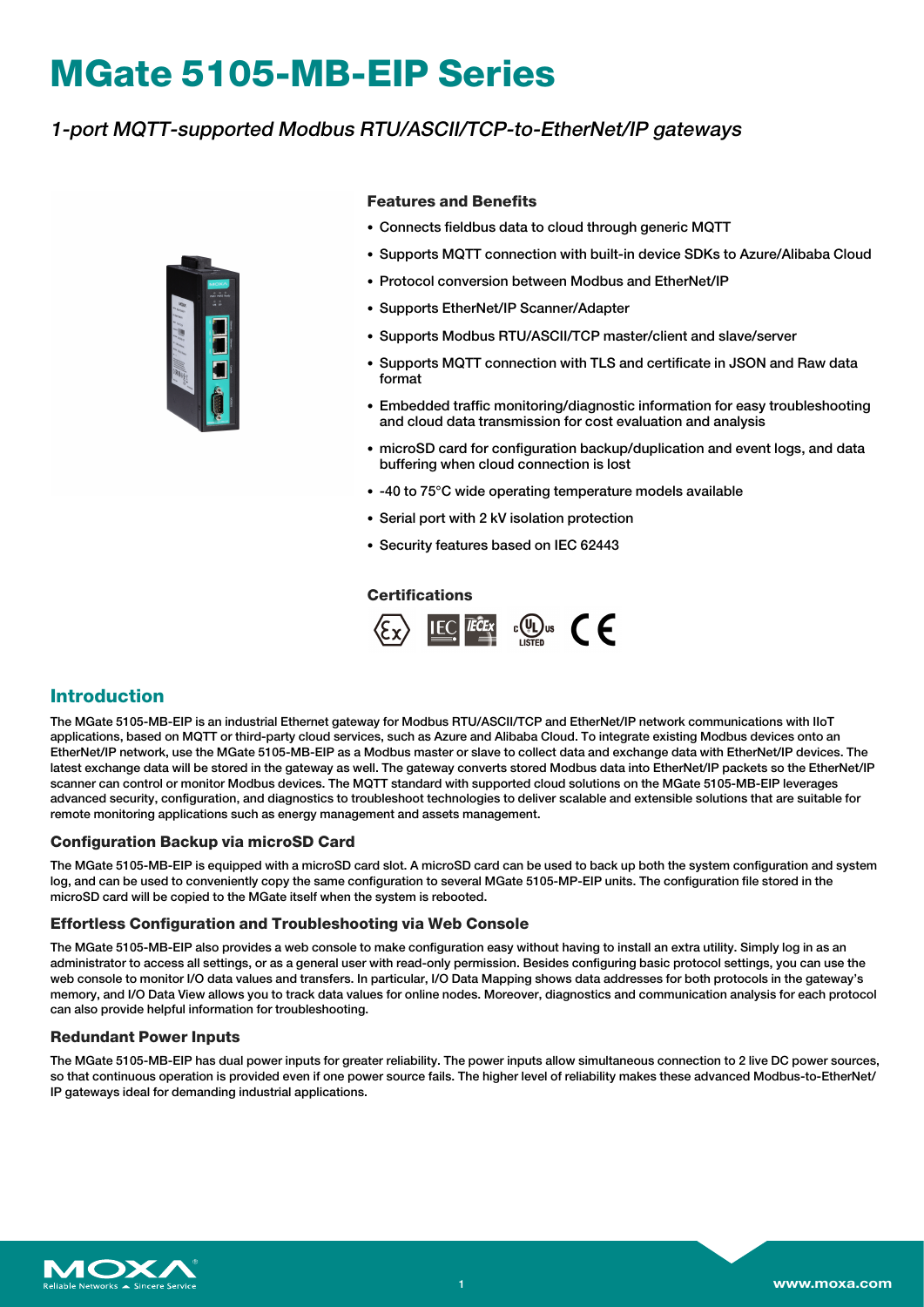# MGate 5105-MB-EIP Series

*1-port MQTT-supported Modbus RTU/ASCII/TCP-to-EtherNet/IP gateways*

### Features and Benefits

- Connects fieldbus data to cloud through generic MQTT
- Supports MQTT connection with built-in device SDKs to Azure/Alibaba Cloud
- Protocol conversion between Modbus and EtherNet/IP
- Supports EtherNet/IP Scanner/Adapter
- Supports Modbus RTU/ASCII/TCP master/client and slave/server
- Supports MQTT connection with TLS and certificate in JSON and Raw data format
- Embedded traffic monitoring/diagnostic information for easy troubleshooting and cloud data transmission for cost evaluation and analysis
- microSD card for configuration backup/duplication and event logs, and data buffering when cloud connection is lost
- -40 to 75°C wide operating temperature models available
- Serial port with 2 kV isolation protection
- Security features based on IEC 62443

### Certifications

## Introduction

The MGate 5105-MB-EIP is an industrial Ethernet gateway for Modbus RTU/ASCII/TCP and EtherNet/IP network communications with IIoT applications, based on MQTT or third-party cloud services, such as Azure and Alibaba Cloud. To integrate existing Modbus devices onto an EtherNet/IP network, use the MGate 5105-MB-EIP as a Modbus master or slave to collect data and exchange data with EtherNet/IP devices. The latest exchange data will be stored in the gateway as well. The gateway converts stored Modbus data into EtherNet/IP packets so the EtherNet/IP scanner can control or monitor Modbus devices. The MQTT standard with supported cloud solutions on the MGate 5105-MB-EIP leverages advanced security, configuration, and diagnostics to troubleshoot technologies to deliver scalable and extensible solutions that are suitable for remote monitoring applications such as energy management and assets management.

### Configuration Backup via microSD Card

The MGate 5105-MB-EIP is equipped with a microSD card slot. A microSD card can be used to back up both the system configuration and system log, and can be used to conveniently copy the same configuration to several MGate 5105-MP-EIP units. The configuration file stored in the microSD card will be copied to the MGate itself when the system is rebooted.

### Effortless Configuration and Troubleshooting via Web Console

The MGate 5105-MB-EIP also provides a web console to make configuration easy without having to install an extra utility. Simply log in as an administrator to access all settings, or as a general user with read-only permission. Besides configuring basic protocol settings, you can use the web console to monitor I/O data values and transfers. In particular, I/O Data Mapping shows data addresses for both protocols in the gateway's memory, and I/O Data View allows you to track data values for online nodes. Moreover, diagnostics and communication analysis for each protocol can also provide helpful information for troubleshooting.

### Redundant Power Inputs

The MGate 5105-MB-EIP has dual power inputs for greater reliability. The power inputs allow simultaneous connection to 2 live DC power sources, so that continuous operation is provided even if one power source fails. The higher level of reliability makes these advanced Modbus-to-EtherNet/IP gateways ideal for demanding industrial applications.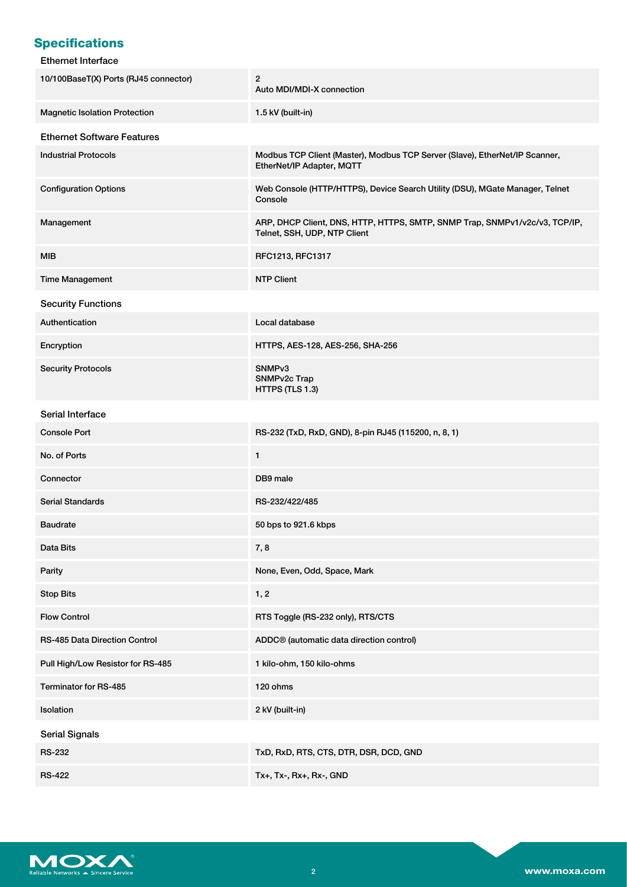## Specifications

### Ethernet Interface

| | |
|---|---|
| 10/100BaseT(X) Ports (RJ45 connector) | 2<br>Auto MDI/MDI-X connection |
| Magnetic Isolation Protection | 1.5 kV (built-in) |

### Ethernet Software Features

| | |
|---|---|
| Industrial Protocols | Modbus TCP Client (Master), Modbus TCP Server (Slave), EtherNet/IP Scanner, EtherNet/IP Adapter, MQTT |
| Configuration Options | Web Console (HTTP/HTTPS), Device Search Utility (DSU), MGate Manager, Telnet Console |
| Management | ARP, DHCP Client, DNS, HTTP, HTTPS, SMTP, SNMP Trap, SNMPv1/v2c/v3, TCP/IP, Telnet, SSH, UDP, NTP Client |
| MIB | RFC1213, RFC1317 |
| Time Management | NTP Client |

### Security Functions

| | |
|---|---|
| Authentication | Local database |
| Encryption | HTTPS, AES-128, AES-256, SHA-256 |
| Security Protocols | SNMPv3<br>SNMPv2c Trap<br>HTTPS (TLS 1.3) |

### Serial Interface

| | |
|---|---|
| Console Port | RS-232 (TxD, RxD, GND), 8-pin RJ45 (115200, n, 8, 1) |
| No. of Ports | 1 |
| Connector | DB9 male |
| Serial Standards | RS-232/422/485 |
| Baudrate | 50 bps to 921.6 kbps |
| Data Bits | 7, 8 |
| Parity | None, Even, Odd, Space, Mark |
| Stop Bits | 1, 2 |
| Flow Control | RTS Toggle (RS-232 only), RTS/CTS |
| RS-485 Data Direction Control | ADDC® (automatic data direction control) |
| Pull High/Low Resistor for RS-485 | 1 kilo-ohm, 150 kilo-ohms |
| Terminator for RS-485 | 120 ohms |
| Isolation | 2 kV (built-in) |

### Serial Signals

| | |
|---|---|
| RS-232 | TxD, RxD, RTS, CTS, DTR, DSR, DCD, GND |
| RS-422 | Tx+, Tx-, Rx+, Rx-, GND |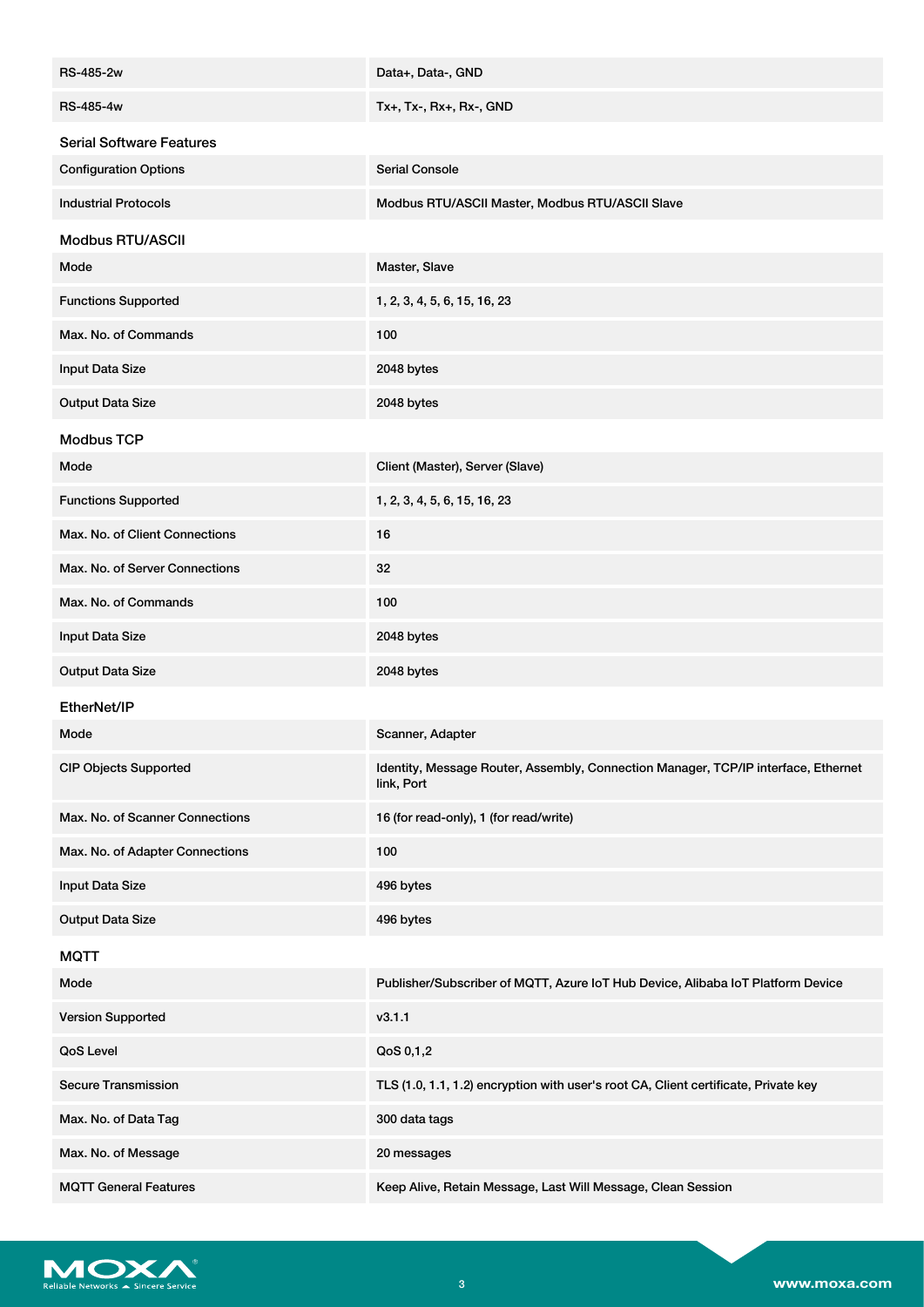| | |
|---|---|
| RS-485-2w | Data+, Data-, GND |
| RS-485-4w | Tx+, Tx-, Rx+, Rx-, GND |

### Serial Software Features

| | |
|---|---|
| Configuration Options | Serial Console |
| Industrial Protocols | Modbus RTU/ASCII Master, Modbus RTU/ASCII Slave |

### Modbus RTU/ASCII

| | |
|---|---|
| Mode | Master, Slave |
| Functions Supported | 1, 2, 3, 4, 5, 6, 15, 16, 23 |
| Max. No. of Commands | 100 |
| Input Data Size | 2048 bytes |
| Output Data Size | 2048 bytes |

### Modbus TCP

| | |
|---|---|
| Mode | Client (Master), Server (Slave) |
| Functions Supported | 1, 2, 3, 4, 5, 6, 15, 16, 23 |
| Max. No. of Client Connections | 16 |
| Max. No. of Server Connections | 32 |
| Max. No. of Commands | 100 |
| Input Data Size | 2048 bytes |
| Output Data Size | 2048 bytes |

### EtherNet/IP

| | |
|---|---|
| Mode | Scanner, Adapter |
| CIP Objects Supported | Identity, Message Router, Assembly, Connection Manager, TCP/IP interface, Ethernet link, Port |
| Max. No. of Scanner Connections | 16 (for read-only), 1 (for read/write) |
| Max. No. of Adapter Connections | 100 |
| Input Data Size | 496 bytes |
| Output Data Size | 496 bytes |

### MQTT

| | |
|---|---|
| Mode | Publisher/Subscriber of MQTT, Azure IoT Hub Device, Alibaba IoT Platform Device |
| Version Supported | v3.1.1 |
| QoS Level | QoS 0,1,2 |
| Secure Transmission | TLS (1.0, 1.1, 1.2) encryption with user's root CA, Client certificate, Private key |
| Max. No. of Data Tag | 300 data tags |
| Max. No. of Message | 20 messages |
| MQTT General Features | Keep Alive, Retain Message, Last Will Message, Clean Session |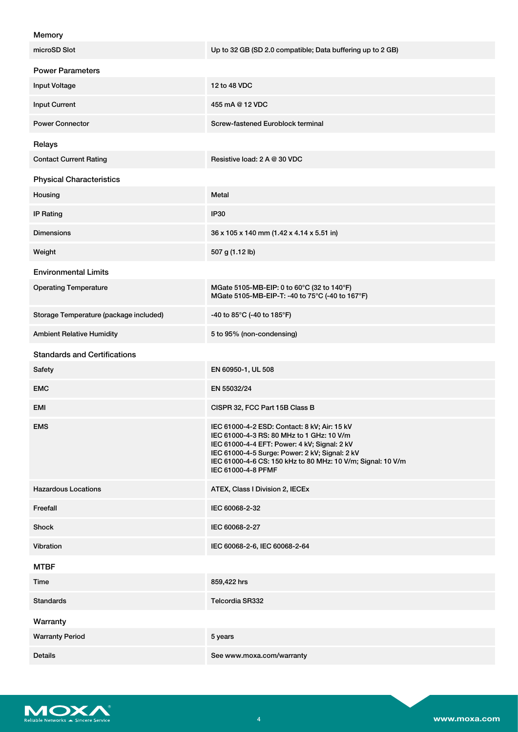### Memory

| | |
|---|---|
| microSD Slot | Up to 32 GB (SD 2.0 compatible; Data buffering up to 2 GB) |

### Power Parameters

| | |
|---|---|
| Input Voltage | 12 to 48 VDC |
| Input Current | 455 mA @ 12 VDC |
| Power Connector | Screw-fastened Euroblock terminal |

### Relays

| | |
|---|---|
| Contact Current Rating | Resistive load: 2 A @ 30 VDC |

### Physical Characteristics

| | |
|---|---|
| Housing | Metal |
| IP Rating | IP30 |
| Dimensions | 36 x 105 x 140 mm (1.42 x 4.14 x 5.51 in) |
| Weight | 507 g (1.12 lb) |

### Environmental Limits

| | |
|---|---|
| Operating Temperature | MGate 5105-MB-EIP: 0 to 60°C (32 to 140°F)<br>MGate 5105-MB-EIP-T: -40 to 75°C (-40 to 167°F) |
| Storage Temperature (package included) | -40 to 85°C (-40 to 185°F) |
| Ambient Relative Humidity | 5 to 95% (non-condensing) |

### Standards and Certifications

| | |
|---|---|
| Safety | EN 60950-1, UL 508 |
| EMC | EN 55032/24 |
| EMI | CISPR 32, FCC Part 15B Class B |
| EMS | IEC 61000-4-2 ESD: Contact: 8 kV; Air: 15 kV<br>IEC 61000-4-3 RS: 80 MHz to 1 GHz: 10 V/m<br>IEC 61000-4-4 EFT: Power: 4 kV; Signal: 2 kV<br>IEC 61000-4-5 Surge: Power: 2 kV; Signal: 2 kV<br>IEC 61000-4-6 CS: 150 kHz to 80 MHz: 10 V/m; Signal: 10 V/m<br>IEC 61000-4-8 PFMF |
| Hazardous Locations | ATEX, Class I Division 2, IECEx |
| Freefall | IEC 60068-2-32 |
| Shock | IEC 60068-2-27 |
| Vibration | IEC 60068-2-6, IEC 60068-2-64 |

### MTBF

| | |
|---|---|
| Time | 859,422 hrs |
| Standards | Telcordia SR332 |

### Warranty

| | |
|---|---|
| Warranty Period | 5 years |
| Details | See www.moxa.com/warranty |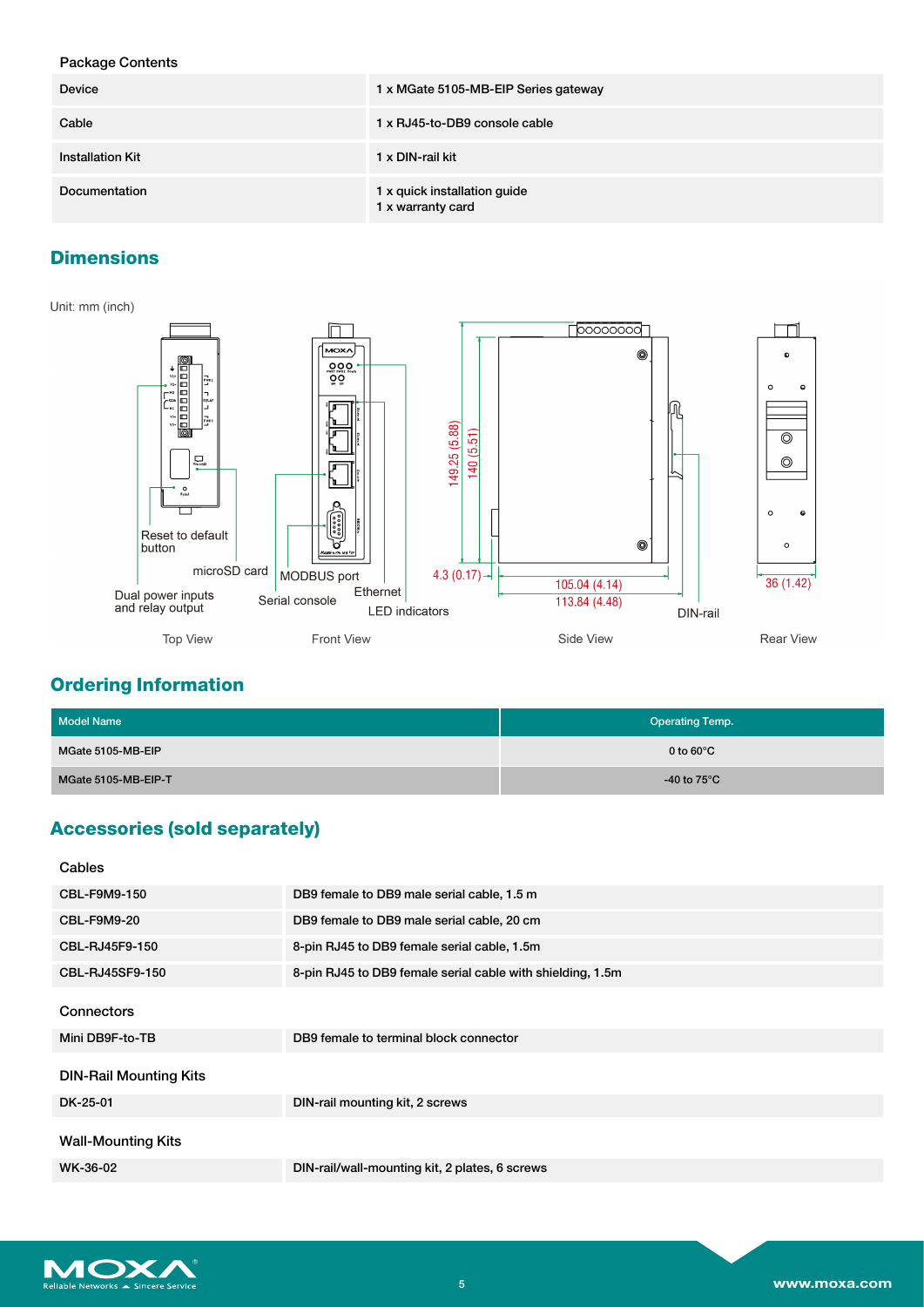### Package Contents

| | |
|---|---|
| Device | 1 x MGate 5105-MB-EIP Series gateway |
| Cable | 1 x RJ45-to-DB9 console cable |
| Installation Kit | 1 x DIN-rail kit |
| Documentation | 1 x quick installation guide<br>1 x warranty card |

## Dimensions

Unit: mm (inch)

Reset to default button
microSD card
Dual power inputs and relay output
MODBUS port
Serial console
Ethernet
LED indicators
149.25 (5.88)
140 (5.51)
4.3 (0.17)
105.04 (4.14)
113.84 (4.48)
DIN-rail
36 (1.42)

Top View | Front View | Side View | Rear View

## Ordering Information

| Model Name | Operating Temp. |
|---|---|
| MGate 5105-MB-EIP | 0 to 60°C |
| MGate 5105-MB-EIP-T | -40 to 75°C |

## Accessories (sold separately)

### Cables

| | |
|---|---|
| CBL-F9M9-150 | DB9 female to DB9 male serial cable, 1.5 m |
| CBL-F9M9-20 | DB9 female to DB9 male serial cable, 20 cm |
| CBL-RJ45F9-150 | 8-pin RJ45 to DB9 female serial cable, 1.5m |
| CBL-RJ45SF9-150 | 8-pin RJ45 to DB9 female serial cable with shielding, 1.5m |

### Connectors

| | |
|---|---|
| Mini DB9F-to-TB | DB9 female to terminal block connector |

### DIN-Rail Mounting Kits

| | |
|---|---|
| DK-25-01 | DIN-rail mounting kit, 2 screws |

### Wall-Mounting Kits

| | |
|---|---|
| WK-36-02 | DIN-rail/wall-mounting kit, 2 plates, 6 screws |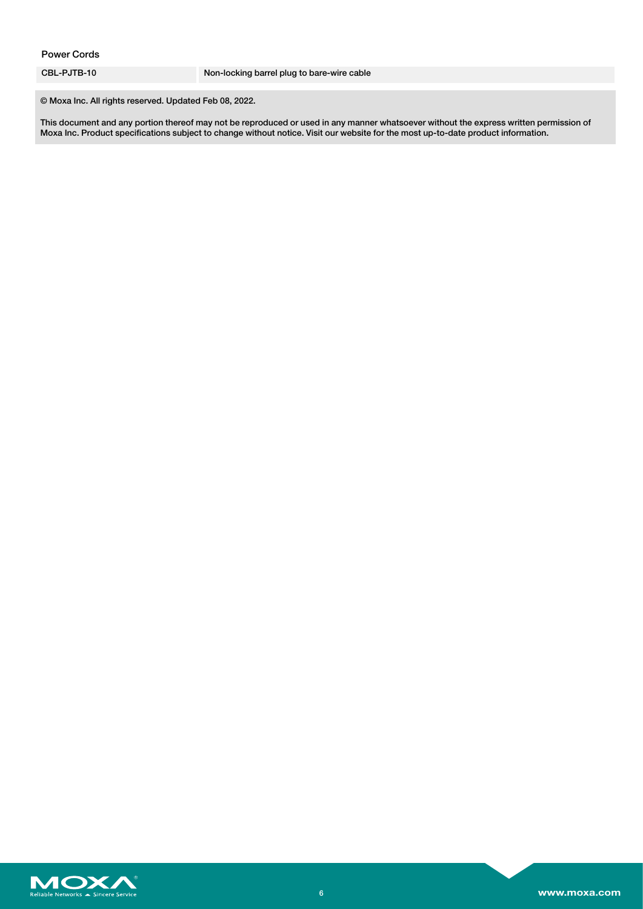### Power Cords

| | |
|---|---|
| CBL-PJTB-10 | Non-locking barrel plug to bare-wire cable |

© Moxa Inc. All rights reserved. Updated Feb 08, 2022.

This document and any portion thereof may not be reproduced or used in any manner whatsoever without the express written permission of Moxa Inc. Product specifications subject to change without notice. Visit our website for the most up-to-date product information.